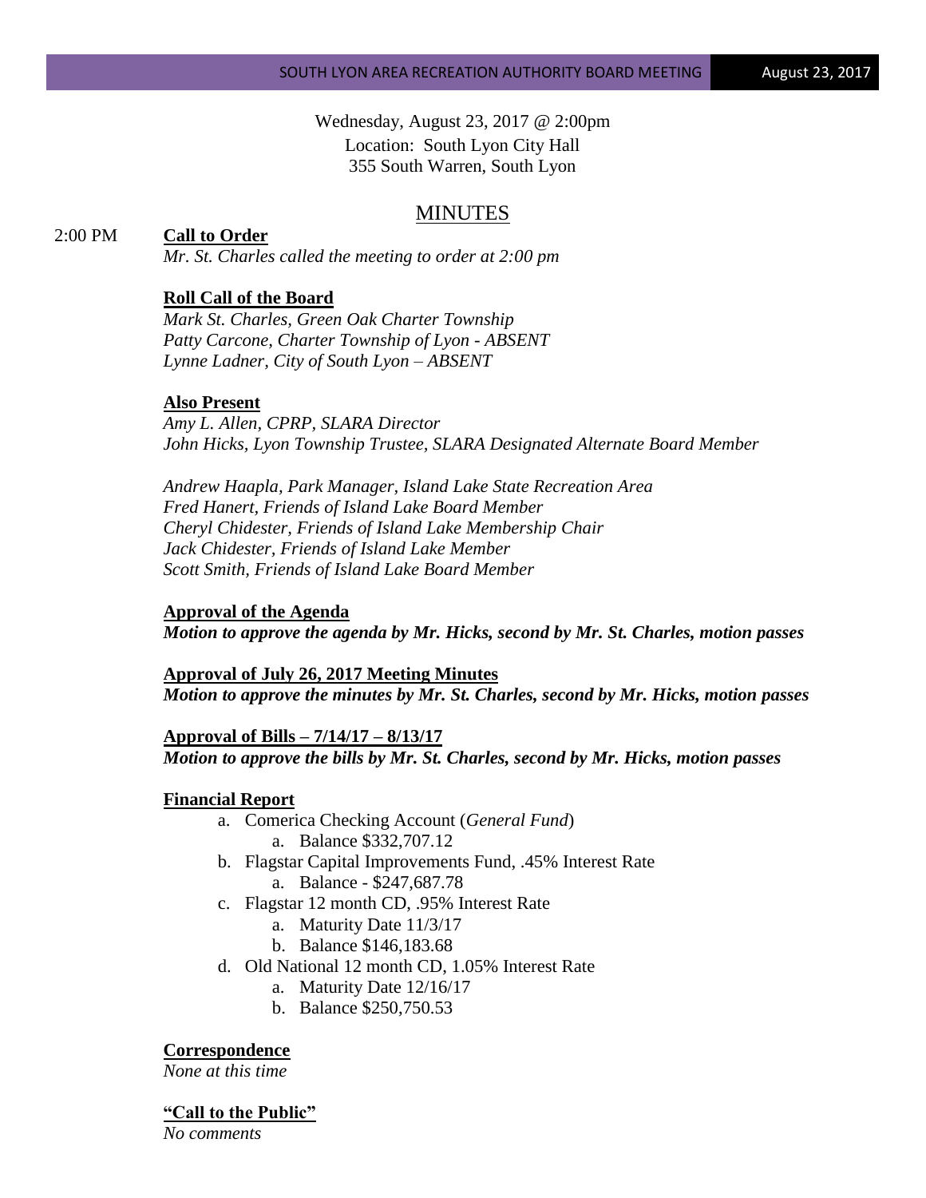Wednesday, August 23, 2017 @ 2:00pm
Location: South Lyon City Hall
355 South Warren, South Lyon

# MINUTES

2:00 PM **Call to Order**

*Mr. St. Charles called the meeting to order at 2:00 pm*

**Roll Call of the Board**

*Mark St. Charles, Green Oak Charter Township*
*Patty Carcone, Charter Township of Lyon - ABSENT*
*Lynne Ladner, City of South Lyon – ABSENT*

**Also Present**

*Amy L. Allen, CPRP, SLARA Director*
*John Hicks, Lyon Township Trustee, SLARA Designated Alternate Board Member*

*Andrew Haapla, Park Manager, Island Lake State Recreation Area*
*Fred Hanert, Friends of Island Lake Board Member*
*Cheryl Chidester, Friends of Island Lake Membership Chair*
*Jack Chidester, Friends of Island Lake Member*
*Scott Smith, Friends of Island Lake Board Member*

**Approval of the Agenda**

***Motion to approve the agenda by Mr. Hicks, second by Mr. St. Charles, motion passes***

**Approval of July 26, 2017 Meeting Minutes**

***Motion to approve the minutes by Mr. St. Charles, second by Mr. Hicks, motion passes***

**Approval of Bills – 7/14/17 – 8/13/17**

***Motion to approve the bills by Mr. St. Charles, second by Mr. Hicks, motion passes***

**Financial Report**

a. Comerica Checking Account (*General Fund*)
    a. Balance $332,707.12
b. Flagstar Capital Improvements Fund, .45% Interest Rate
    a. Balance - $247,687.78
c. Flagstar 12 month CD, .95% Interest Rate
    a. Maturity Date 11/3/17
    b. Balance $146,183.68
d. Old National 12 month CD, 1.05% Interest Rate
    a. Maturity Date 12/16/17
    b. Balance $250,750.53

**Correspondence**

*None at this time*

**"Call to the Public"**

*No comments*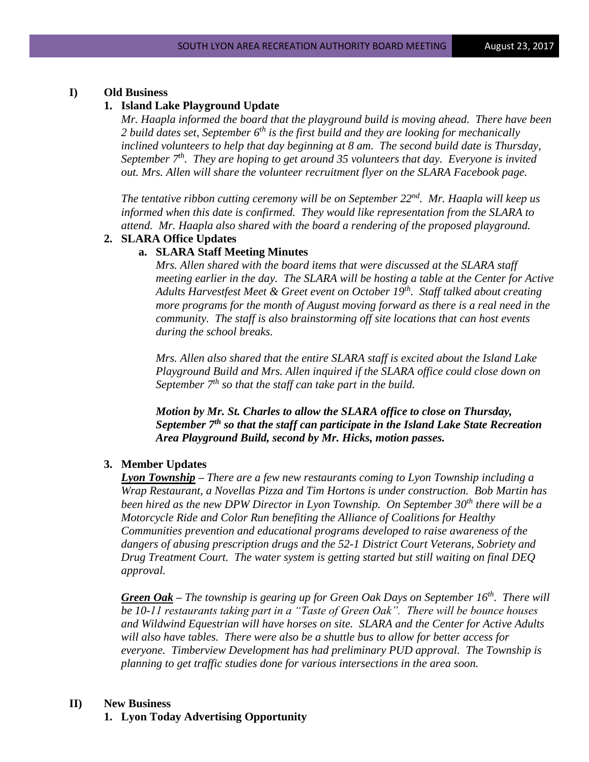## I) Old Business

### 1. Island Lake Playground Update

*Mr. Haapla informed the board that the playground build is moving ahead. There have been 2 build dates set, September 6th is the first build and they are looking for mechanically inclined volunteers to help that day beginning at 8 am. The second build date is Thursday, September 7th. They are hoping to get around 35 volunteers that day. Everyone is invited out. Mrs. Allen will share the volunteer recruitment flyer on the SLARA Facebook page.*

*The tentative ribbon cutting ceremony will be on September 22nd. Mr. Haapla will keep us informed when this date is confirmed. They would like representation from the SLARA to attend. Mr. Haapla also shared with the board a rendering of the proposed playground.*

### 2. SLARA Office Updates

#### a. SLARA Staff Meeting Minutes

*Mrs. Allen shared with the board items that were discussed at the SLARA staff meeting earlier in the day. The SLARA will be hosting a table at the Center for Active Adults Harvestfest Meet & Greet event on October 19th. Staff talked about creating more programs for the month of August moving forward as there is a real need in the community. The staff is also brainstorming off site locations that can host events during the school breaks.*

*Mrs. Allen also shared that the entire SLARA staff is excited about the Island Lake Playground Build and Mrs. Allen inquired if the SLARA office could close down on September 7th so that the staff can take part in the build.*

***Motion by Mr. St. Charles to allow the SLARA office to close on Thursday, September 7th so that the staff can participate in the Island Lake State Recreation Area Playground Build, second by Mr. Hicks, motion passes.***

### 3. Member Updates

***Lyon Township*** *– There are a few new restaurants coming to Lyon Township including a Wrap Restaurant, a Novellas Pizza and Tim Hortons is under construction. Bob Martin has been hired as the new DPW Director in Lyon Township. On September 30th there will be a Motorcycle Ride and Color Run benefiting the Alliance of Coalitions for Healthy Communities prevention and educational programs developed to raise awareness of the dangers of abusing prescription drugs and the 52-1 District Court Veterans, Sobriety and Drug Treatment Court. The water system is getting started but still waiting on final DEQ approval.*

***Green Oak*** *– The township is gearing up for Green Oak Days on September 16th. There will be 10-11 restaurants taking part in a "Taste of Green Oak". There will be bounce houses and Wildwind Equestrian will have horses on site. SLARA and the Center for Active Adults will also have tables. There were also be a shuttle bus to allow for better access for everyone. Timberview Development has had preliminary PUD approval. The Township is planning to get traffic studies done for various intersections in the area soon.*

## II) New Business

### 1. Lyon Today Advertising Opportunity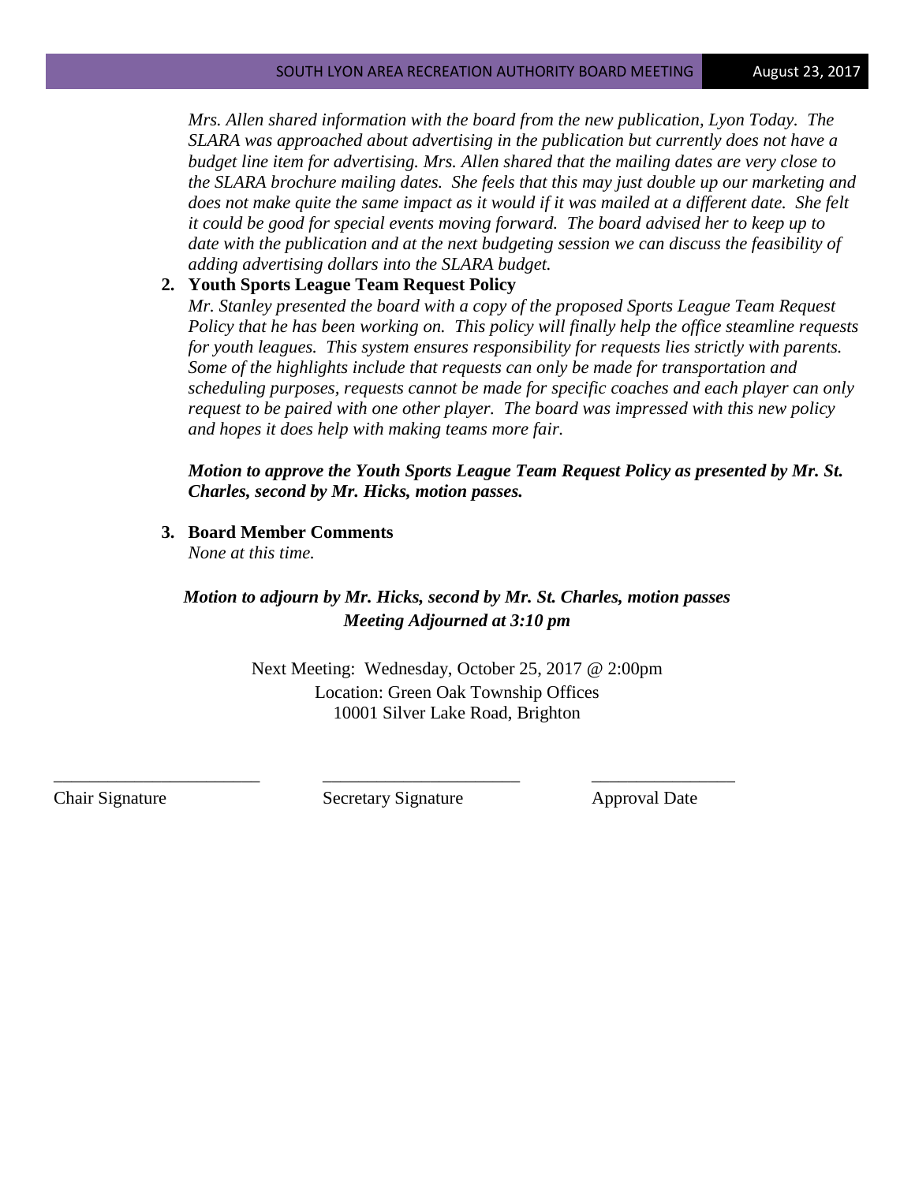*Mrs. Allen shared information with the board from the new publication, Lyon Today. The SLARA was approached about advertising in the publication but currently does not have a budget line item for advertising. Mrs. Allen shared that the mailing dates are very close to the SLARA brochure mailing dates. She feels that this may just double up our marketing and does not make quite the same impact as it would if it was mailed at a different date. She felt it could be good for special events moving forward. The board advised her to keep up to date with the publication and at the next budgeting session we can discuss the feasibility of adding advertising dollars into the SLARA budget.*

2. **Youth Sports League Team Request Policy**

   *Mr. Stanley presented the board with a copy of the proposed Sports League Team Request Policy that he has been working on. This policy will finally help the office steamline requests for youth leagues. This system ensures responsibility for requests lies strictly with parents. Some of the highlights include that requests can only be made for transportation and scheduling purposes, requests cannot be made for specific coaches and each player can only request to be paired with one other player. The board was impressed with this new policy and hopes it does help with making teams more fair.*

   ***Motion to approve the Youth Sports League Team Request Policy as presented by Mr. St. Charles, second by Mr. Hicks, motion passes.***

3. **Board Member Comments**

   *None at this time.*

***Motion to adjourn by Mr. Hicks, second by Mr. St. Charles, motion passes***
***Meeting Adjourned at 3:10 pm***

Next Meeting: Wednesday, October 25, 2017 @ 2:00pm
Location: Green Oak Township Offices
10001 Silver Lake Road, Brighton

______________________ ______________________ ________________

Chair Signature Secretary Signature Approval Date